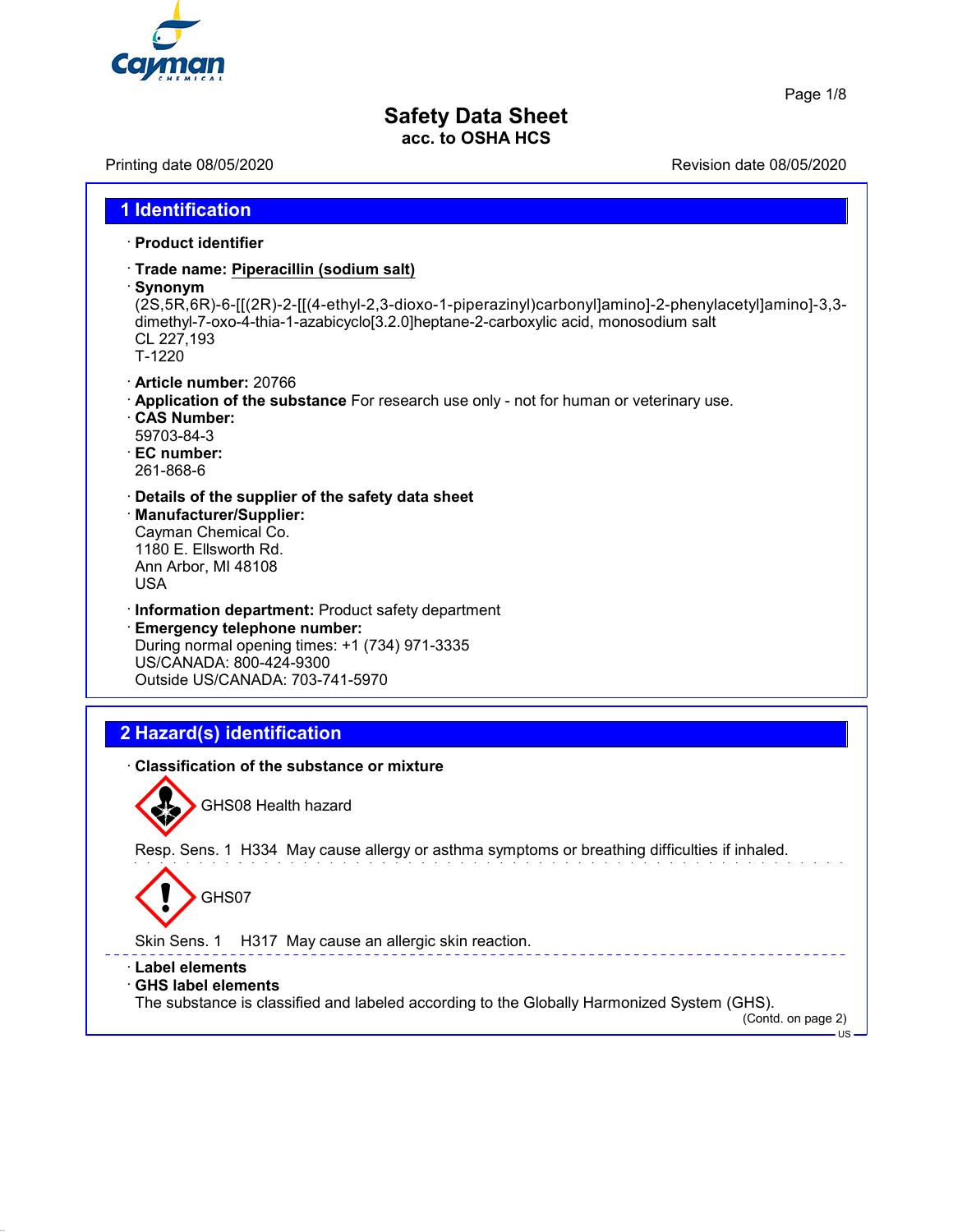# Safety Data Sheet

acc. to OSHA HCS

Printing date 08/05/2020 Revision date 08/05/2020

## 1 Identification

· **Product identifier**

· **Trade name: Piperacillin (sodium salt)**

· **Synonym**
(2S,5R,6R)-6-[[(2R)-2-[[(4-ethyl-2,3-dioxo-1-piperazinyl)carbonyl]amino]-2-phenylacetyl]amino]-3,3-dimethyl-7-oxo-4-thia-1-azabicyclo[3.2.0]heptane-2-carboxylic acid, monosodium salt
CL 227,193
T-1220

· **Article number:** 20766

· **Application of the substance** For research use only - not for human or veterinary use.

· **CAS Number:**
59703-84-3

· **EC number:**
261-868-6

· **Details of the supplier of the safety data sheet**

· **Manufacturer/Supplier:**
Cayman Chemical Co.
1180 E. Ellsworth Rd.
Ann Arbor, MI 48108
USA

· **Information department:** Product safety department

· **Emergency telephone number:**
During normal opening times: +1 (734) 971-3335
US/CANADA: 800-424-9300
Outside US/CANADA: 703-741-5970

## 2 Hazard(s) identification

· **Classification of the substance or mixture**

GHS08 Health hazard

Resp. Sens. 1 H334 May cause allergy or asthma symptoms or breathing difficulties if inhaled.

GHS07

Skin Sens. 1 H317 May cause an allergic skin reaction.

· **Label elements**

· **GHS label elements**
The substance is classified and labeled according to the Globally Harmonized System (GHS).

(Contd. on page 2)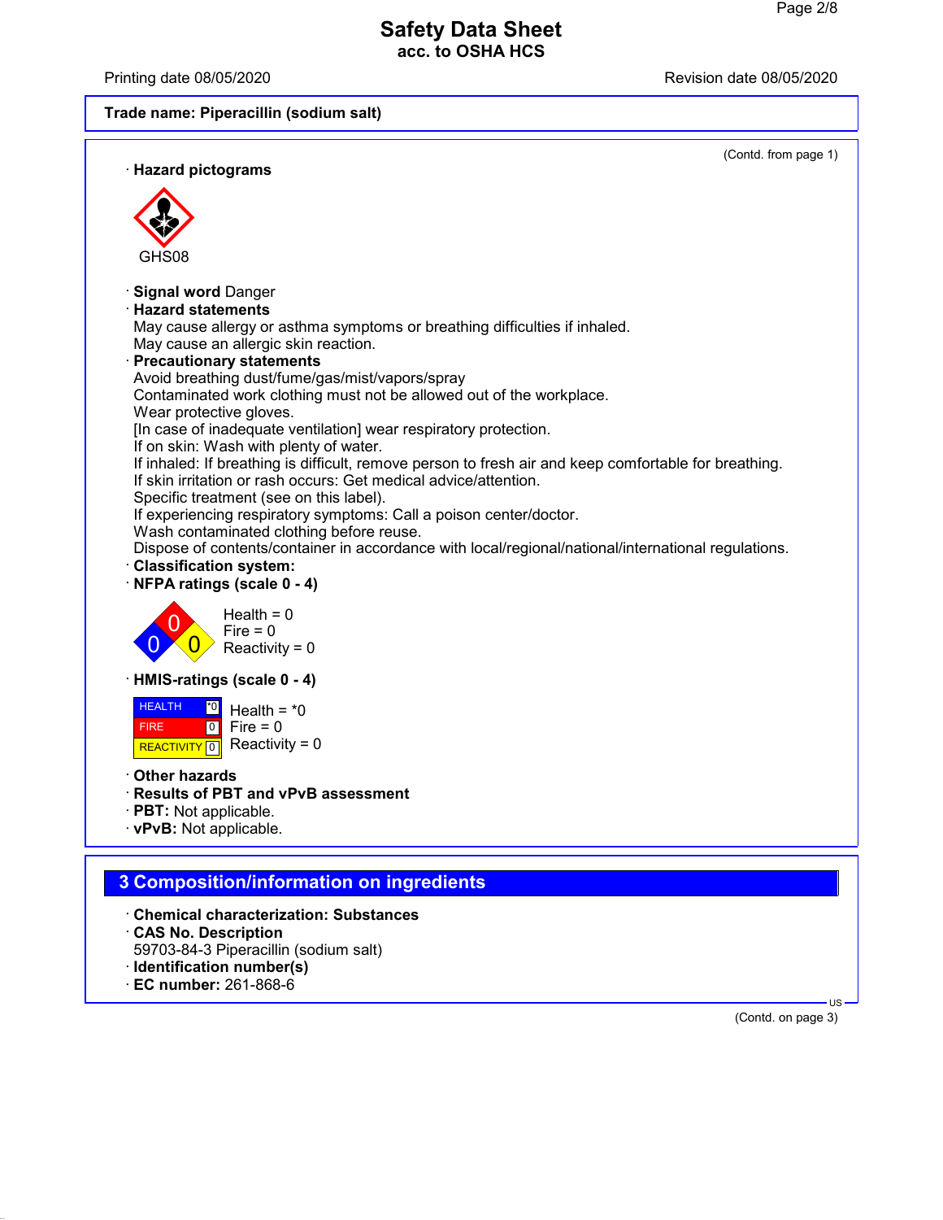Trade name: Piperacillin (sodium salt)

(Contd. from page 1)

· **Hazard pictograms**

GHS08

· **Signal word** Danger

· **Hazard statements**

May cause allergy or asthma symptoms or breathing difficulties if inhaled.
May cause an allergic skin reaction.

· **Precautionary statements**

Avoid breathing dust/fume/gas/mist/vapors/spray
Contaminated work clothing must not be allowed out of the workplace.
Wear protective gloves.
[In case of inadequate ventilation] wear respiratory protection.
If on skin: Wash with plenty of water.
If inhaled: If breathing is difficult, remove person to fresh air and keep comfortable for breathing.
If skin irritation or rash occurs: Get medical advice/attention.
Specific treatment (see on this label).
If experiencing respiratory symptoms: Call a poison center/doctor.
Wash contaminated clothing before reuse.
Dispose of contents/container in accordance with local/regional/national/international regulations.

· **Classification system:**

· **NFPA ratings (scale 0 - 4)**

Health = 0
Fire = 0
Reactivity = 0

· **HMIS-ratings (scale 0 - 4)**

| | |
|---|---|
| HEALTH | *0 |
| FIRE | 0 |
| REACTIVITY | 0 |

Health = *0
Fire = 0
Reactivity = 0

· **Other hazards**

· **Results of PBT and vPvB assessment**

· **PBT:** Not applicable.

· **vPvB:** Not applicable.

## 3 Composition/information on ingredients

· **Chemical characterization: Substances**

· **CAS No. Description**

59703-84-3 Piperacillin (sodium salt)

· **Identification number(s)**

· **EC number:** 261-868-6

(Contd. on page 3)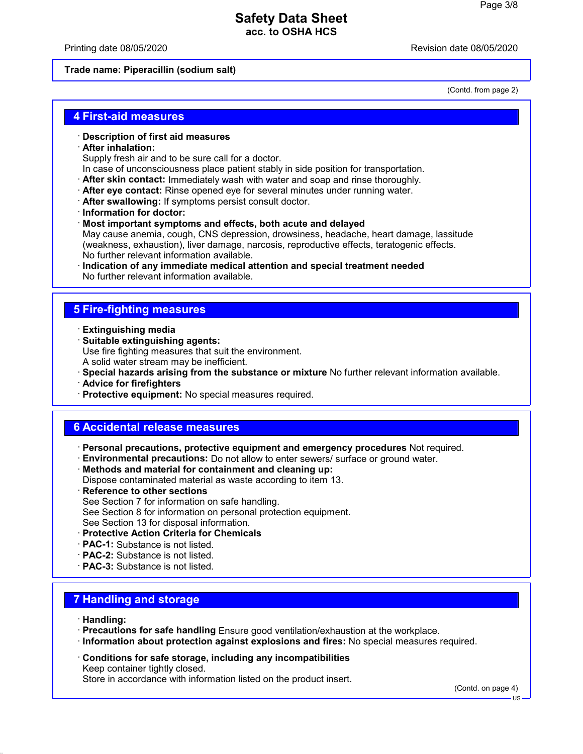Trade name: Piperacillin (sodium salt)

(Contd. from page 2)

## 4 First-aid measures

· **Description of first aid measures**
· **After inhalation:**
Supply fresh air and to be sure call for a doctor.
In case of unconsciousness place patient stably in side position for transportation.
· **After skin contact:** Immediately wash with water and soap and rinse thoroughly.
· **After eye contact:** Rinse opened eye for several minutes under running water.
· **After swallowing:** If symptoms persist consult doctor.
· **Information for doctor:**
· **Most important symptoms and effects, both acute and delayed**
May cause anemia, cough, CNS depression, drowsiness, headache, heart damage, lassitude (weakness, exhaustion), liver damage, narcosis, reproductive effects, teratogenic effects.
No further relevant information available.
· **Indication of any immediate medical attention and special treatment needed**
No further relevant information available.

## 5 Fire-fighting measures

· **Extinguishing media**
· **Suitable extinguishing agents:**
Use fire fighting measures that suit the environment.
A solid water stream may be inefficient.
· **Special hazards arising from the substance or mixture** No further relevant information available.
· **Advice for firefighters**
· **Protective equipment:** No special measures required.

## 6 Accidental release measures

· **Personal precautions, protective equipment and emergency procedures** Not required.
· **Environmental precautions:** Do not allow to enter sewers/ surface or ground water.
· **Methods and material for containment and cleaning up:**
Dispose contaminated material as waste according to item 13.
· **Reference to other sections**
See Section 7 for information on safe handling.
See Section 8 for information on personal protection equipment.
See Section 13 for disposal information.
· **Protective Action Criteria for Chemicals**
· **PAC-1:** Substance is not listed.
· **PAC-2:** Substance is not listed.
· **PAC-3:** Substance is not listed.

## 7 Handling and storage

· **Handling:**
· **Precautions for safe handling** Ensure good ventilation/exhaustion at the workplace.
· **Information about protection against explosions and fires:** No special measures required.

· **Conditions for safe storage, including any incompatibilities**
Keep container tightly closed.
Store in accordance with information listed on the product insert.

(Contd. on page 4)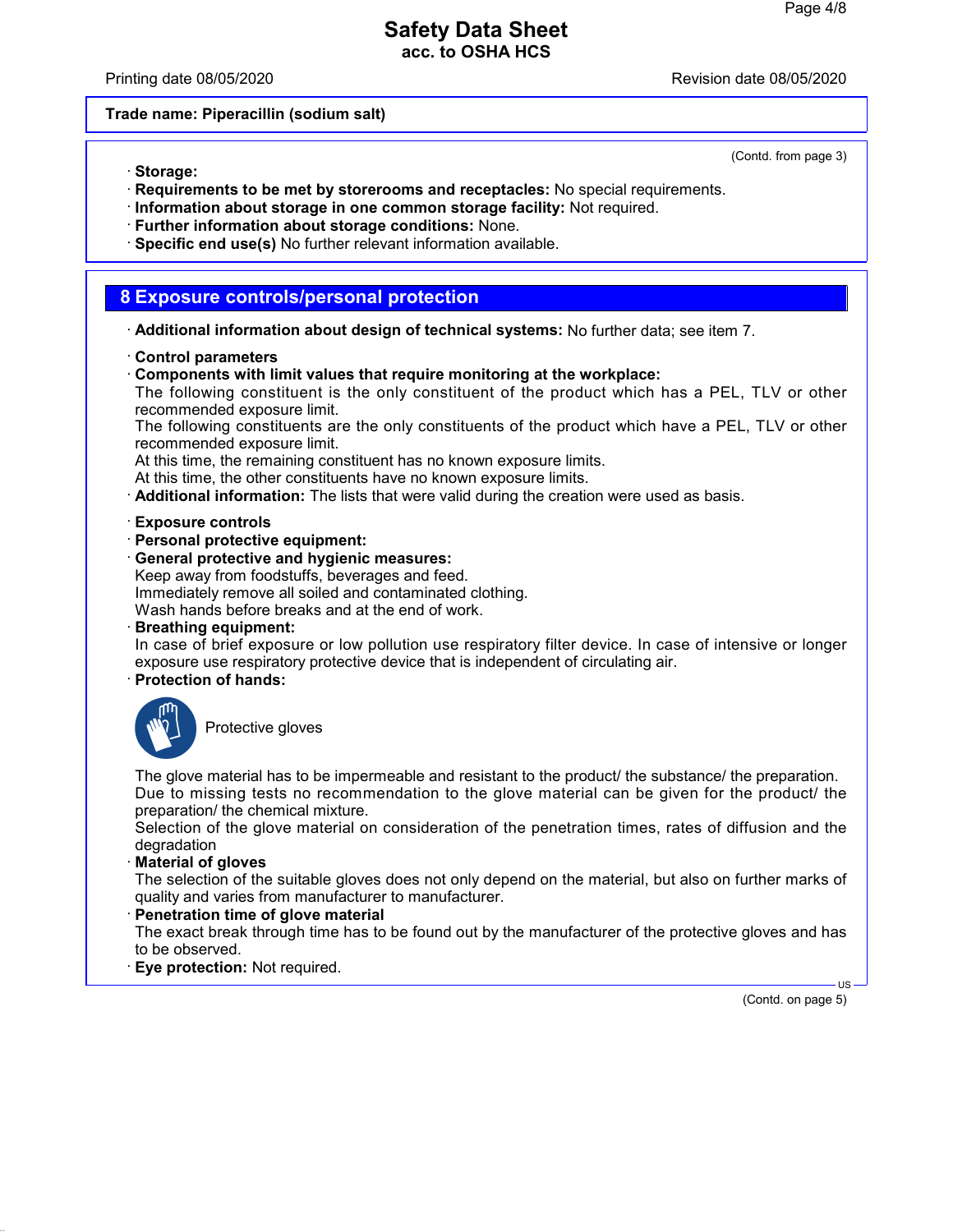**Trade name: Piperacillin (sodium salt)**

(Contd. from page 3)

· **Storage:**
· **Requirements to be met by storerooms and receptacles:** No special requirements.
· **Information about storage in one common storage facility:** Not required.
· **Further information about storage conditions:** None.
· **Specific end use(s)** No further relevant information available.

## 8 Exposure controls/personal protection

· **Additional information about design of technical systems:** No further data; see item 7.

· **Control parameters**
· **Components with limit values that require monitoring at the workplace:**
The following constituent is the only constituent of the product which has a PEL, TLV or other recommended exposure limit.
The following constituents are the only constituents of the product which have a PEL, TLV or other recommended exposure limit.
At this time, the remaining constituent has no known exposure limits.
At this time, the other constituents have no known exposure limits.
· **Additional information:** The lists that were valid during the creation were used as basis.

· **Exposure controls**
· **Personal protective equipment:**
· **General protective and hygienic measures:**
Keep away from foodstuffs, beverages and feed.
Immediately remove all soiled and contaminated clothing.
Wash hands before breaks and at the end of work.
· **Breathing equipment:**
In case of brief exposure or low pollution use respiratory filter device. In case of intensive or longer exposure use respiratory protective device that is independent of circulating air.
· **Protection of hands:**

Protective gloves

The glove material has to be impermeable and resistant to the product/ the substance/ the preparation.
Due to missing tests no recommendation to the glove material can be given for the product/ the preparation/ the chemical mixture.
Selection of the glove material on consideration of the penetration times, rates of diffusion and the degradation
· **Material of gloves**
The selection of the suitable gloves does not only depend on the material, but also on further marks of quality and varies from manufacturer to manufacturer.
· **Penetration time of glove material**
The exact break through time has to be found out by the manufacturer of the protective gloves and has to be observed.
· **Eye protection:** Not required.

(Contd. on page 5)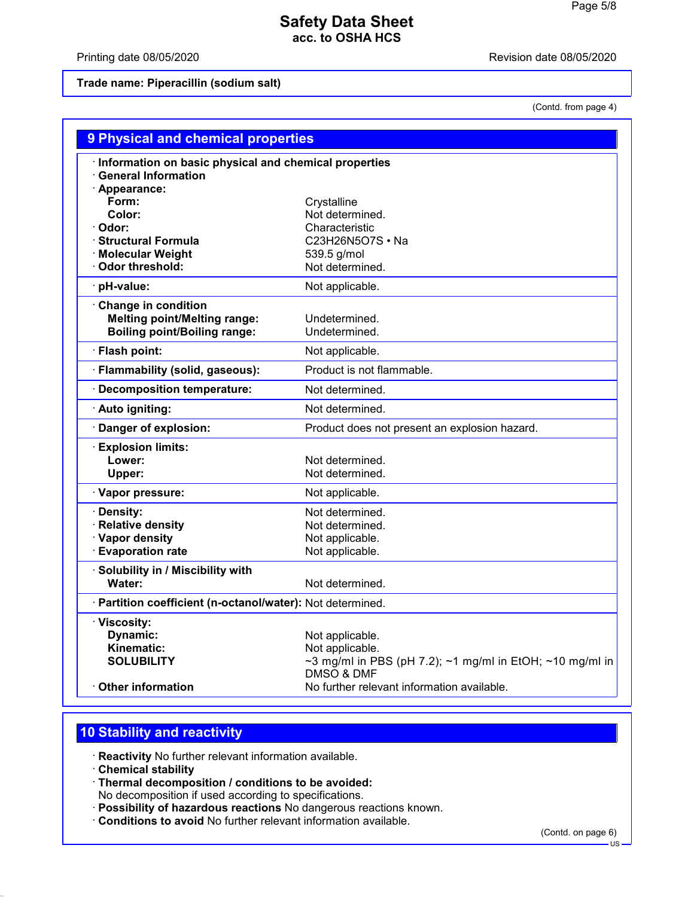**Trade name: Piperacillin (sodium salt)**

(Contd. from page 4)

## 9 Physical and chemical properties

| Property | Value |
|---|---|
| · **Information on basic physical and chemical properties** | |
| · **General Information** | |
| · **Appearance:** | |
| **Form:** | Crystalline |
| **Color:** | Not determined. |
| · **Odor:** | Characteristic |
| · **Structural Formula** | $C_{23}H_{26}N_5O_7S$ • Na |
| · **Molecular Weight** | 539.5 g/mol |
| · **Odor threshold:** | Not determined. |
| · **pH-value:** | Not applicable. |
| · **Change in condition** | |
| **Melting point/Melting range:** | Undetermined. |
| **Boiling point/Boiling range:** | Undetermined. |
| · **Flash point:** | Not applicable. |
| · **Flammability (solid, gaseous):** | Product is not flammable. |
| · **Decomposition temperature:** | Not determined. |
| · **Auto igniting:** | Not determined. |
| · **Danger of explosion:** | Product does not present an explosion hazard. |
| · **Explosion limits:** | |
| **Lower:** | Not determined. |
| **Upper:** | Not determined. |
| · **Vapor pressure:** | Not applicable. |
| · **Density:** | Not determined. |
| · **Relative density** | Not determined. |
| · **Vapor density** | Not applicable. |
| · **Evaporation rate** | Not applicable. |
| · **Solubility in / Miscibility with** | |
| **Water:** | Not determined. |
| · **Partition coefficient (n-octanol/water):** | Not determined. |
| · **Viscosity:** | |
| **Dynamic:** | Not applicable. |
| **Kinematic:** | Not applicable. |
| **SOLUBILITY** | ~3 mg/ml in PBS (pH 7.2); ~1 mg/ml in EtOH; ~10 mg/ml in DMSO & DMF |
| · **Other information** | No further relevant information available. |

## 10 Stability and reactivity

· **Reactivity** No further relevant information available.
· **Chemical stability**
· **Thermal decomposition / conditions to be avoided:**
No decomposition if used according to specifications.
· **Possibility of hazardous reactions** No dangerous reactions known.
· **Conditions to avoid** No further relevant information available.

(Contd. on page 6)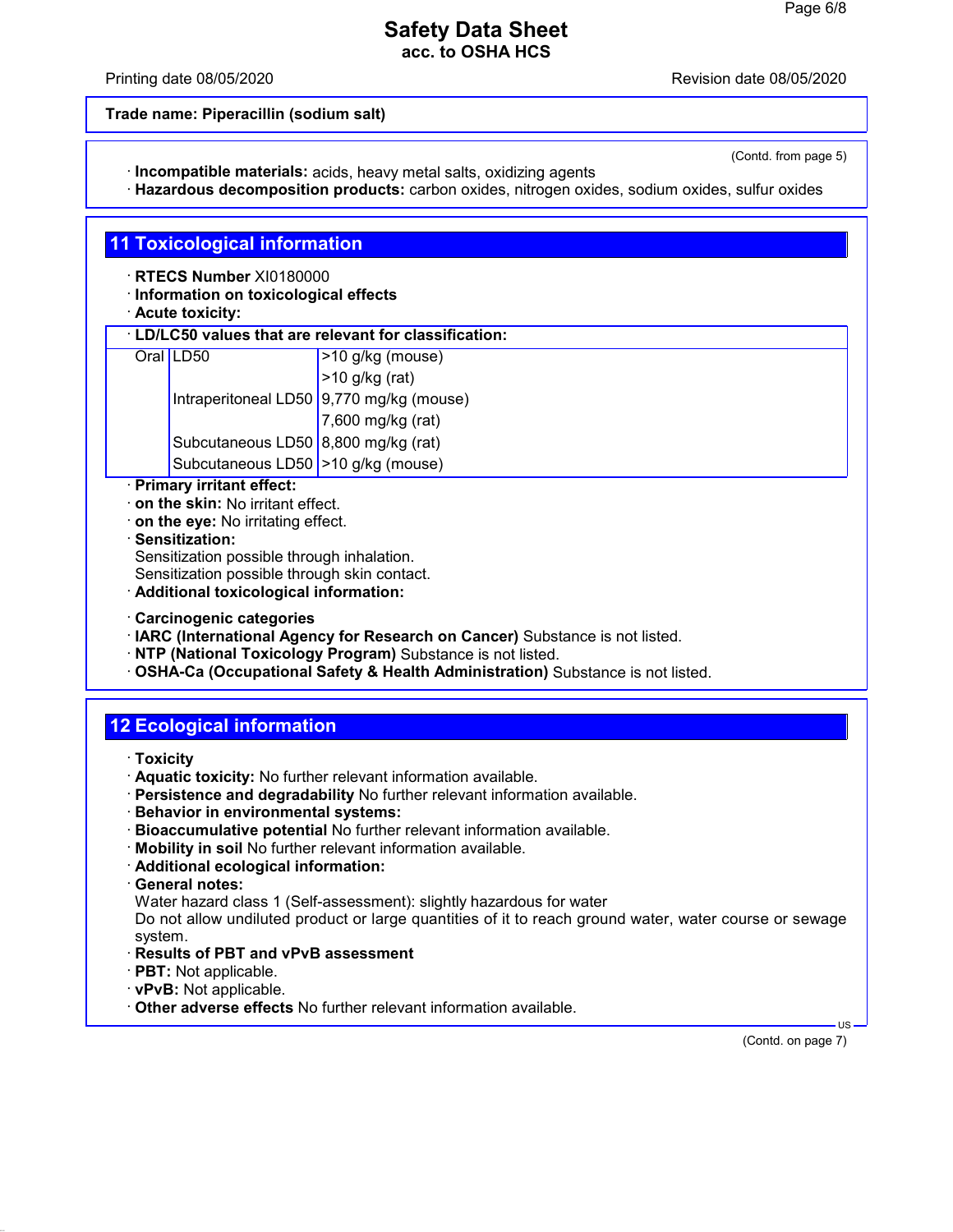Trade name: Piperacillin (sodium salt)

(Contd. from page 5)

· **Incompatible materials:** acids, heavy metal salts, oxidizing agents
· **Hazardous decomposition products:** carbon oxides, nitrogen oxides, sodium oxides, sulfur oxides

## 11 Toxicological information

· **RTECS Number** XI0180000
· **Information on toxicological effects**
· **Acute toxicity:**

| · LD/LC50 values that are relevant for classification: | | |
|---|---|---|
| Oral | LD50 | >10 g/kg (mouse) |
| | | >10 g/kg (rat) |
| | Intraperitoneal LD50 | 9,770 mg/kg (mouse) |
| | | 7,600 mg/kg (rat) |
| | Subcutaneous LD50 | 8,800 mg/kg (rat) |
| | Subcutaneous LD50 | >10 g/kg (mouse) |

· **Primary irritant effect:**
· **on the skin:** No irritant effect.
· **on the eye:** No irritating effect.
· **Sensitization:**
Sensitization possible through inhalation.
Sensitization possible through skin contact.
· **Additional toxicological information:**

· **Carcinogenic categories**
· **IARC (International Agency for Research on Cancer)** Substance is not listed.
· **NTP (National Toxicology Program)** Substance is not listed.
· **OSHA-Ca (Occupational Safety & Health Administration)** Substance is not listed.

## 12 Ecological information

· **Toxicity**
· **Aquatic toxicity:** No further relevant information available.
· **Persistence and degradability** No further relevant information available.
· **Behavior in environmental systems:**
· **Bioaccumulative potential** No further relevant information available.
· **Mobility in soil** No further relevant information available.
· **Additional ecological information:**
· **General notes:**
Water hazard class 1 (Self-assessment): slightly hazardous for water
Do not allow undiluted product or large quantities of it to reach ground water, water course or sewage system.
· **Results of PBT and vPvB assessment**
· **PBT:** Not applicable.
· **vPvB:** Not applicable.
· **Other adverse effects** No further relevant information available.

(Contd. on page 7)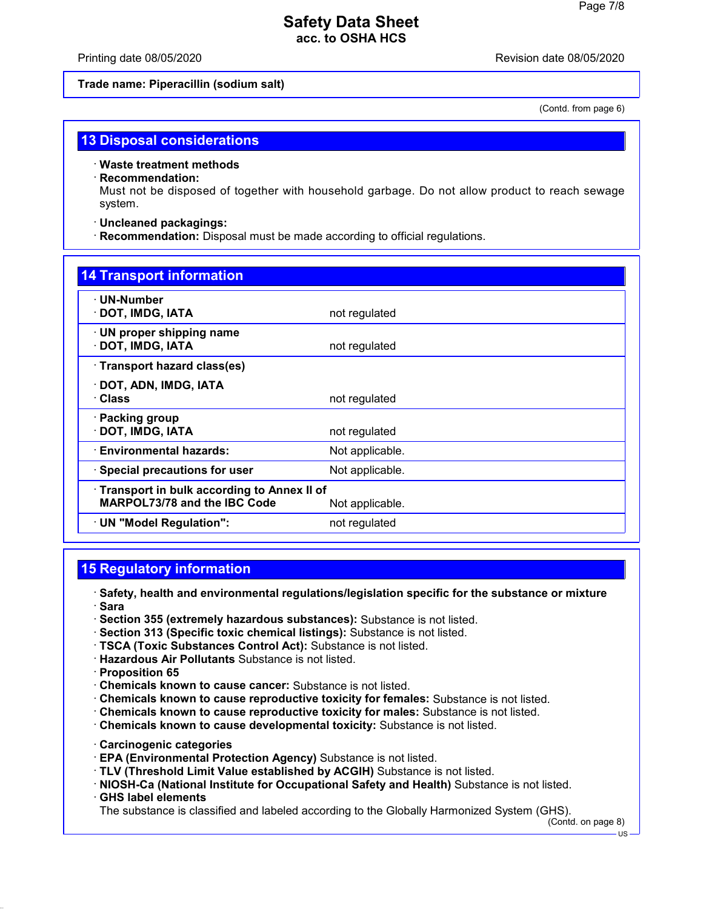## 13 Disposal considerations

· **Waste treatment methods**
· **Recommendation:**
Must not be disposed of together with household garbage. Do not allow product to reach sewage system.

· **Uncleaned packagings:**
· **Recommendation:** Disposal must be made according to official regulations.

## 14 Transport information

| | |
|---|---|
| · **UN-Number**<br>· **DOT, IMDG, IATA** | not regulated |
| · **UN proper shipping name**<br>· **DOT, IMDG, IATA** | not regulated |
| · **Transport hazard class(es)**<br>· **DOT, ADN, IMDG, IATA**<br>· **Class** | not regulated |
| · **Packing group**<br>· **DOT, IMDG, IATA** | not regulated |
| · **Environmental hazards:** | Not applicable. |
| · **Special precautions for user** | Not applicable. |
| · **Transport in bulk according to Annex II of MARPOL73/78 and the IBC Code** | Not applicable. |
| · **UN "Model Regulation":** | not regulated |

## 15 Regulatory information

· **Safety, health and environmental regulations/legislation specific for the substance or mixture**
· **Sara**
· **Section 355 (extremely hazardous substances):** Substance is not listed.
· **Section 313 (Specific toxic chemical listings):** Substance is not listed.
· **TSCA (Toxic Substances Control Act):** Substance is not listed.
· **Hazardous Air Pollutants** Substance is not listed.
· **Proposition 65**
· **Chemicals known to cause cancer:** Substance is not listed.
· **Chemicals known to cause reproductive toxicity for females:** Substance is not listed.
· **Chemicals known to cause reproductive toxicity for males:** Substance is not listed.
· **Chemicals known to cause developmental toxicity:** Substance is not listed.

· **Carcinogenic categories**
· **EPA (Environmental Protection Agency)** Substance is not listed.
· **TLV (Threshold Limit Value established by ACGIH)** Substance is not listed.
· **NIOSH-Ca (National Institute for Occupational Safety and Health)** Substance is not listed.
· **GHS label elements**
The substance is classified and labeled according to the Globally Harmonized System (GHS).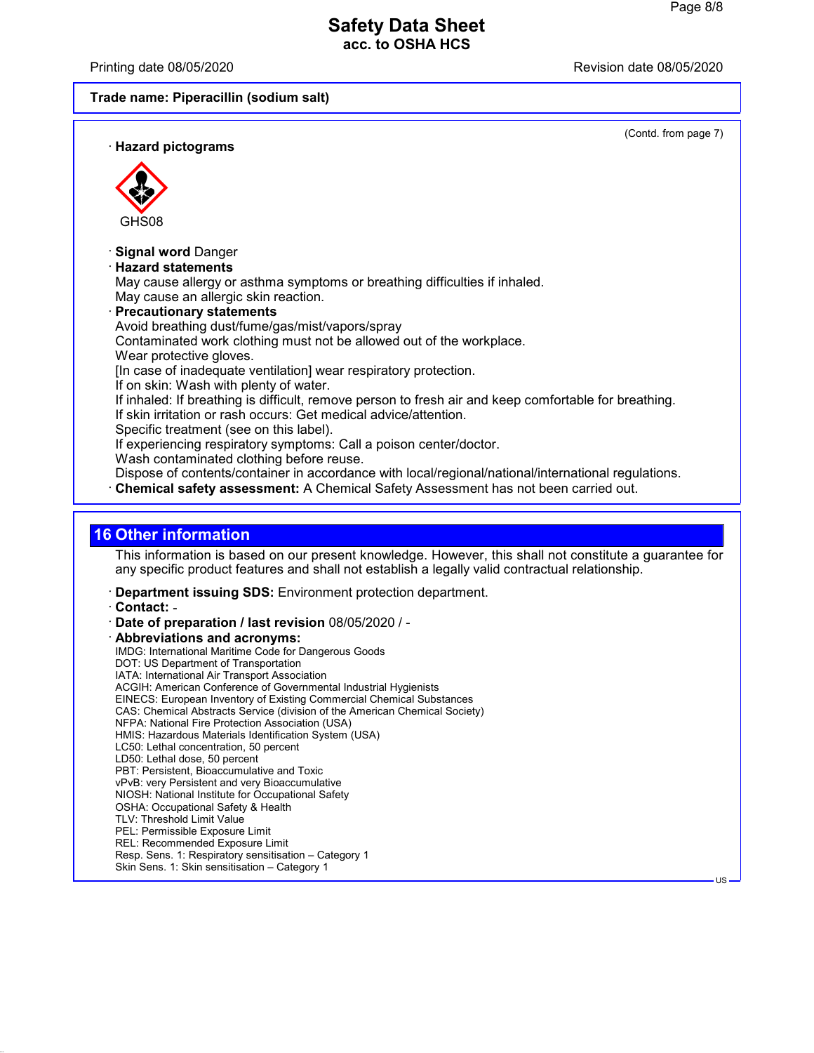Trade name: Piperacillin (sodium salt)

(Contd. from page 7)

· **Hazard pictograms**

GHS08

· **Signal word** Danger

· **Hazard statements**

May cause allergy or asthma symptoms or breathing difficulties if inhaled.
May cause an allergic skin reaction.

· **Precautionary statements**

Avoid breathing dust/fume/gas/mist/vapors/spray
Contaminated work clothing must not be allowed out of the workplace.
Wear protective gloves.
[In case of inadequate ventilation] wear respiratory protection.
If on skin: Wash with plenty of water.
If inhaled: If breathing is difficult, remove person to fresh air and keep comfortable for breathing.
If skin irritation or rash occurs: Get medical advice/attention.
Specific treatment (see on this label).
If experiencing respiratory symptoms: Call a poison center/doctor.
Wash contaminated clothing before reuse.
Dispose of contents/container in accordance with local/regional/national/international regulations.

· **Chemical safety assessment:** A Chemical Safety Assessment has not been carried out.

## 16 Other information

This information is based on our present knowledge. However, this shall not constitute a guarantee for any specific product features and shall not establish a legally valid contractual relationship.

· **Department issuing SDS:** Environment protection department.

· **Contact:** -

· **Date of preparation / last revision** 08/05/2020 / -

· **Abbreviations and acronyms:**

IMDG: International Maritime Code for Dangerous Goods
DOT: US Department of Transportation
IATA: International Air Transport Association
ACGIH: American Conference of Governmental Industrial Hygienists
EINECS: European Inventory of Existing Commercial Chemical Substances
CAS: Chemical Abstracts Service (division of the American Chemical Society)
NFPA: National Fire Protection Association (USA)
HMIS: Hazardous Materials Identification System (USA)
LC50: Lethal concentration, 50 percent
LD50: Lethal dose, 50 percent
PBT: Persistent, Bioaccumulative and Toxic
vPvB: very Persistent and very Bioaccumulative
NIOSH: National Institute for Occupational Safety
OSHA: Occupational Safety & Health
TLV: Threshold Limit Value
PEL: Permissible Exposure Limit
REL: Recommended Exposure Limit
Resp. Sens. 1: Respiratory sensitisation – Category 1
Skin Sens. 1: Skin sensitisation – Category 1